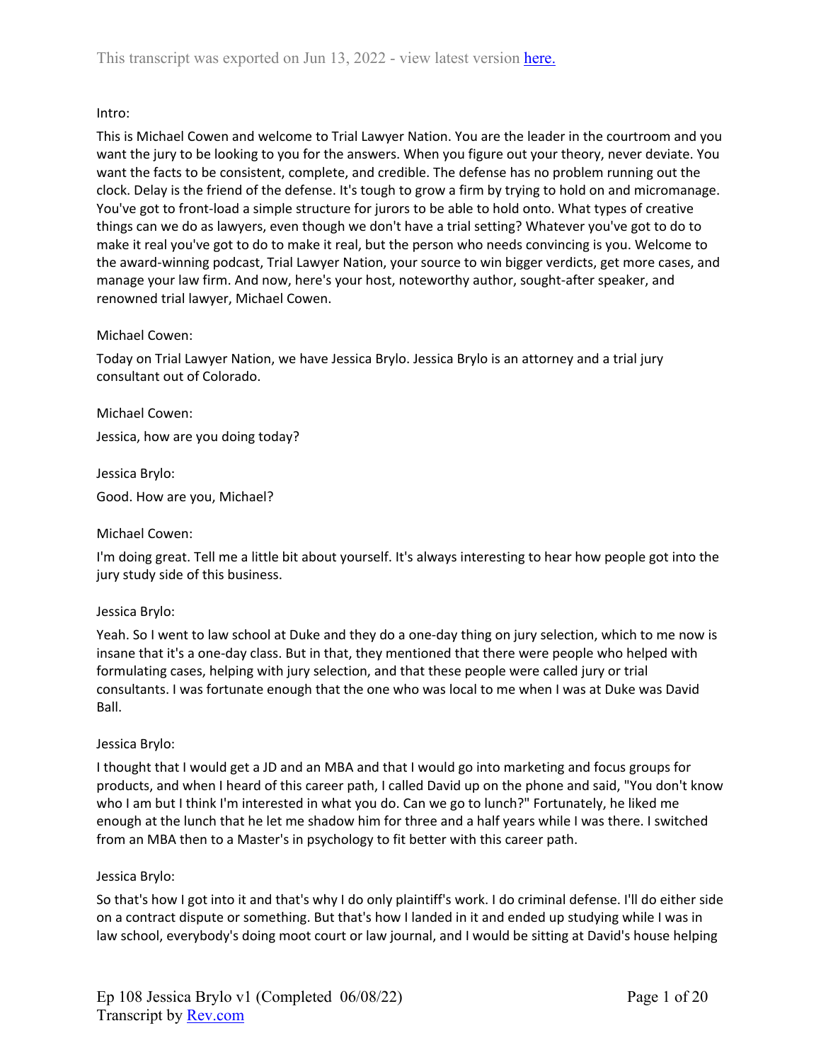This transcript was exported on Jun 13, 2022 - view latest version here.

Intro:

This is Michael Cowen and welcome to Trial Lawyer Nation. You are the leader in the courtroom and you want the jury to be looking to you for the answers. When you figure out your theory, never deviate. You want the facts to be consistent, complete, and credible. The defense has no problem running out the clock. Delay is the friend of the defense. It's tough to grow a firm by trying to hold on and micromanage. You've got to front-load a simple structure for jurors to be able to hold onto. What types of creative things can we do as lawyers, even though we don't have a trial setting? Whatever you've got to do to make it real you've got to do to make it real, but the person who needs convincing is you. Welcome to the award-winning podcast, Trial Lawyer Nation, your source to win bigger verdicts, get more cases, and manage your law firm. And now, here's your host, noteworthy author, sought-after speaker, and renowned trial lawyer, Michael Cowen.

Michael Cowen:

Today on Trial Lawyer Nation, we have Jessica Brylo. Jessica Brylo is an attorney and a trial jury consultant out of Colorado.

Michael Cowen:

Jessica, how are you doing today?

Jessica Brylo:

Good. How are you, Michael?

Michael Cowen:

I'm doing great. Tell me a little bit about yourself. It's always interesting to hear how people got into the jury study side of this business.

Jessica Brylo:

Yeah. So I went to law school at Duke and they do a one-day thing on jury selection, which to me now is insane that it's a one-day class. But in that, they mentioned that there were people who helped with formulating cases, helping with jury selection, and that these people were called jury or trial consultants. I was fortunate enough that the one who was local to me when I was at Duke was David Ball.

Jessica Brylo:

I thought that I would get a JD and an MBA and that I would go into marketing and focus groups for products, and when I heard of this career path, I called David up on the phone and said, "You don't know who I am but I think I'm interested in what you do. Can we go to lunch?" Fortunately, he liked me enough at the lunch that he let me shadow him for three and a half years while I was there. I switched from an MBA then to a Master's in psychology to fit better with this career path.

Jessica Brylo:

So that's how I got into it and that's why I do only plaintiff's work. I do criminal defense. I'll do either side on a contract dispute or something. But that's how I landed in it and ended up studying while I was in law school, everybody's doing moot court or law journal, and I would be sitting at David's house helping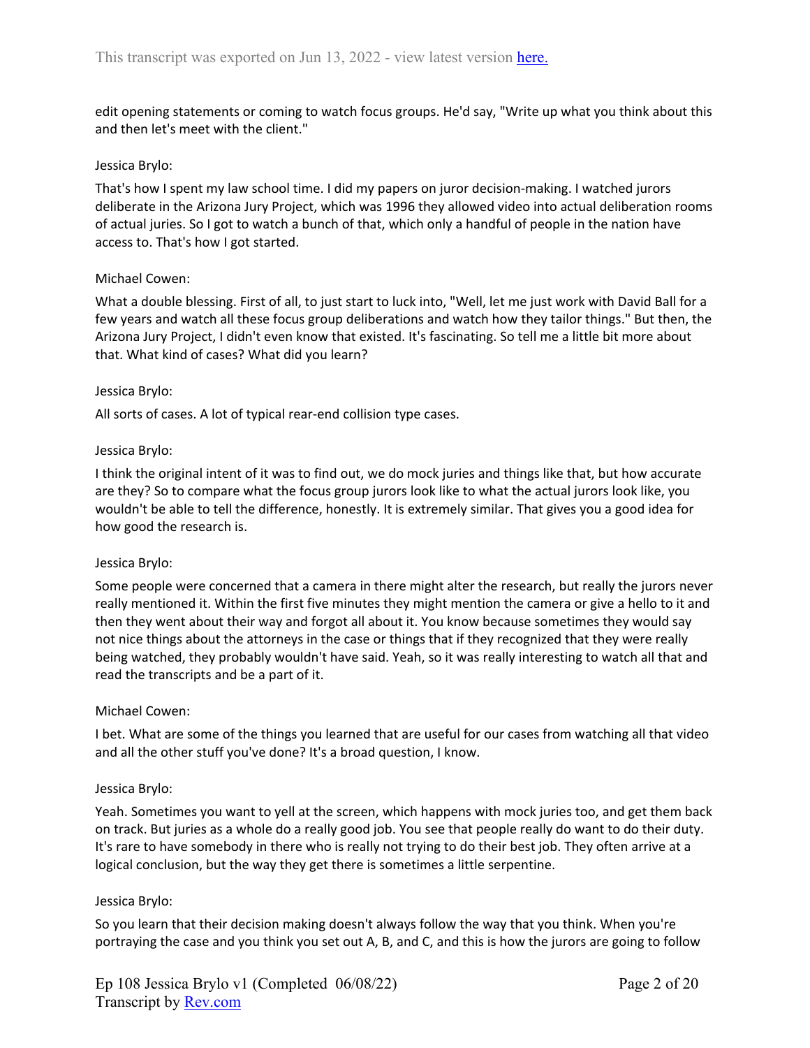edit opening statements or coming to watch focus groups. He'd say, "Write up what you think about this and then let's meet with the client."

Jessica Brylo:

That's how I spent my law school time. I did my papers on juror decision-making. I watched jurors deliberate in the Arizona Jury Project, which was 1996 they allowed video into actual deliberation rooms of actual juries. So I got to watch a bunch of that, which only a handful of people in the nation have access to. That's how I got started.

Michael Cowen:

What a double blessing. First of all, to just start to luck into, "Well, let me just work with David Ball for a few years and watch all these focus group deliberations and watch how they tailor things." But then, the Arizona Jury Project, I didn't even know that existed. It's fascinating. So tell me a little bit more about that. What kind of cases? What did you learn?

Jessica Brylo:

All sorts of cases. A lot of typical rear-end collision type cases.

Jessica Brylo:

I think the original intent of it was to find out, we do mock juries and things like that, but how accurate are they? So to compare what the focus group jurors look like to what the actual jurors look like, you wouldn't be able to tell the difference, honestly. It is extremely similar. That gives you a good idea for how good the research is.

Jessica Brylo:

Some people were concerned that a camera in there might alter the research, but really the jurors never really mentioned it. Within the first five minutes they might mention the camera or give a hello to it and then they went about their way and forgot all about it. You know because sometimes they would say not nice things about the attorneys in the case or things that if they recognized that they were really being watched, they probably wouldn't have said. Yeah, so it was really interesting to watch all that and read the transcripts and be a part of it.

Michael Cowen:

I bet. What are some of the things you learned that are useful for our cases from watching all that video and all the other stuff you've done? It's a broad question, I know.

Jessica Brylo:

Yeah. Sometimes you want to yell at the screen, which happens with mock juries too, and get them back on track. But juries as a whole do a really good job. You see that people really do want to do their duty. It's rare to have somebody in there who is really not trying to do their best job. They often arrive at a logical conclusion, but the way they get there is sometimes a little serpentine.

Jessica Brylo:

So you learn that their decision making doesn't always follow the way that you think. When you're portraying the case and you think you set out A, B, and C, and this is how the jurors are going to follow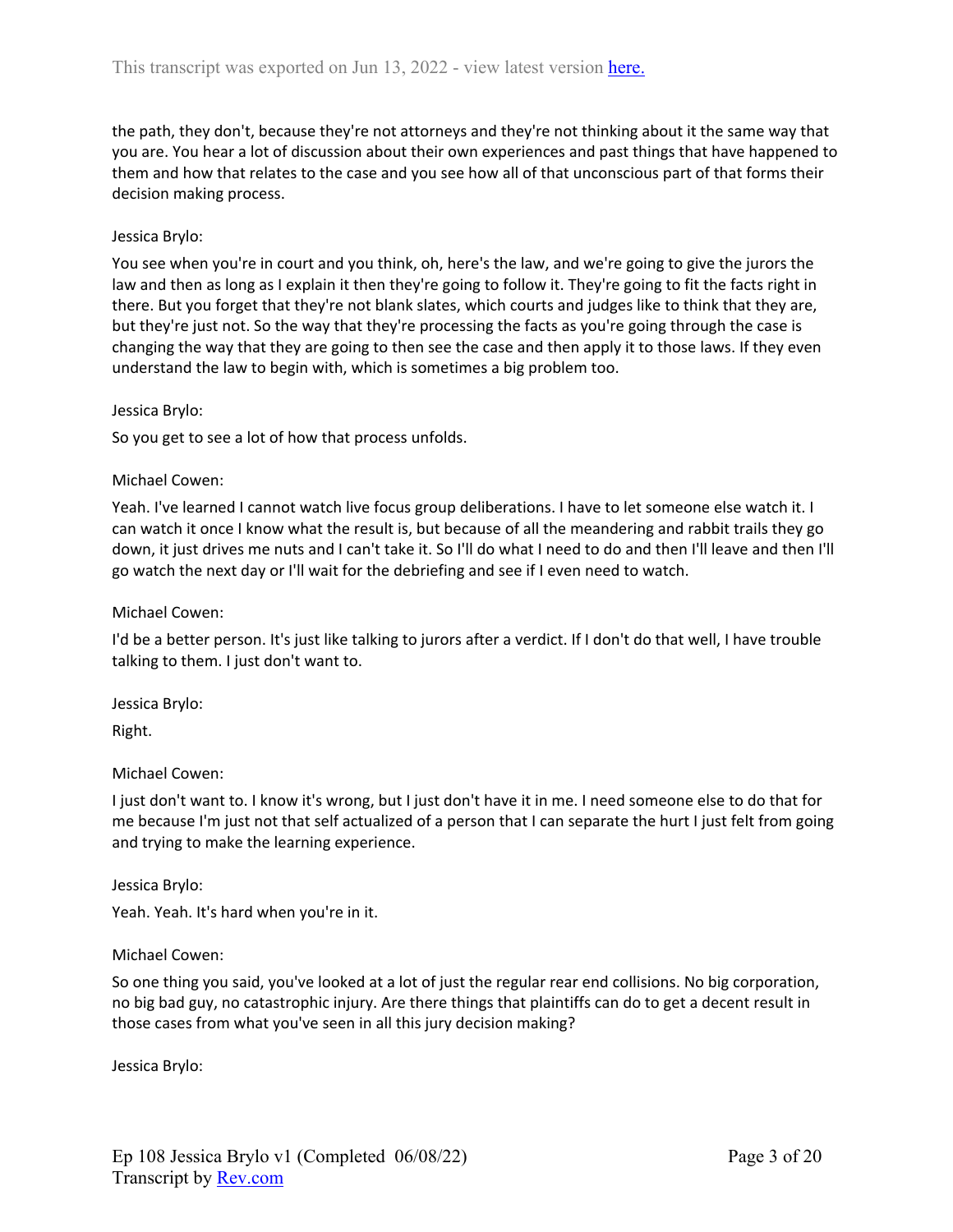the path, they don't, because they're not attorneys and they're not thinking about it the same way that you are. You hear a lot of discussion about their own experiences and past things that have happened to them and how that relates to the case and you see how all of that unconscious part of that forms their decision making process.

Jessica Brylo:

You see when you're in court and you think, oh, here's the law, and we're going to give the jurors the law and then as long as I explain it then they're going to follow it. They're going to fit the facts right in there. But you forget that they're not blank slates, which courts and judges like to think that they are, but they're just not. So the way that they're processing the facts as you're going through the case is changing the way that they are going to then see the case and then apply it to those laws. If they even understand the law to begin with, which is sometimes a big problem too.

Jessica Brylo:

So you get to see a lot of how that process unfolds.

Michael Cowen:

Yeah. I've learned I cannot watch live focus group deliberations. I have to let someone else watch it. I can watch it once I know what the result is, but because of all the meandering and rabbit trails they go down, it just drives me nuts and I can't take it. So I'll do what I need to do and then I'll leave and then I'll go watch the next day or I'll wait for the debriefing and see if I even need to watch.

Michael Cowen:

I'd be a better person. It's just like talking to jurors after a verdict. If I don't do that well, I have trouble talking to them. I just don't want to.

Jessica Brylo:

Right.

Michael Cowen:

I just don't want to. I know it's wrong, but I just don't have it in me. I need someone else to do that for me because I'm just not that self actualized of a person that I can separate the hurt I just felt from going and trying to make the learning experience.

Jessica Brylo:

Yeah. Yeah. It's hard when you're in it.

Michael Cowen:

So one thing you said, you've looked at a lot of just the regular rear end collisions. No big corporation, no big bad guy, no catastrophic injury. Are there things that plaintiffs can do to get a decent result in those cases from what you've seen in all this jury decision making?

Jessica Brylo: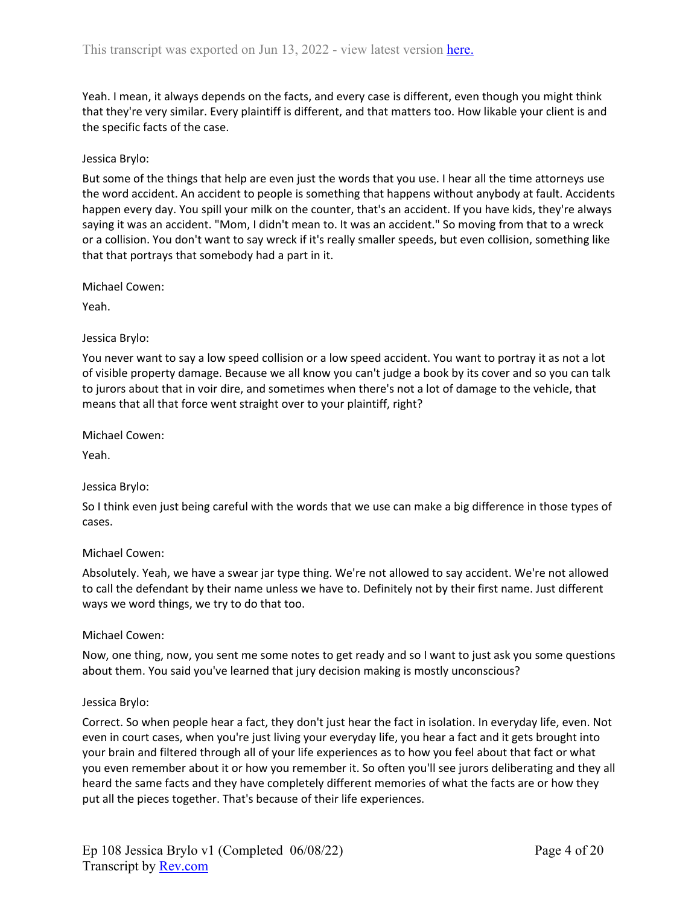Yeah. I mean, it always depends on the facts, and every case is different, even though you might think that they're very similar. Every plaintiff is different, and that matters too. How likable your client is and the specific facts of the case.

Jessica Brylo:

But some of the things that help are even just the words that you use. I hear all the time attorneys use the word accident. An accident to people is something that happens without anybody at fault. Accidents happen every day. You spill your milk on the counter, that's an accident. If you have kids, they're always saying it was an accident. "Mom, I didn't mean to. It was an accident." So moving from that to a wreck or a collision. You don't want to say wreck if it's really smaller speeds, but even collision, something like that that portrays that somebody had a part in it.

Michael Cowen:

Yeah.

Jessica Brylo:

You never want to say a low speed collision or a low speed accident. You want to portray it as not a lot of visible property damage. Because we all know you can't judge a book by its cover and so you can talk to jurors about that in voir dire, and sometimes when there's not a lot of damage to the vehicle, that means that all that force went straight over to your plaintiff, right?

Michael Cowen:

Yeah.

Jessica Brylo:

So I think even just being careful with the words that we use can make a big difference in those types of cases.

Michael Cowen:

Absolutely. Yeah, we have a swear jar type thing. We're not allowed to say accident. We're not allowed to call the defendant by their name unless we have to. Definitely not by their first name. Just different ways we word things, we try to do that too.

Michael Cowen:

Now, one thing, now, you sent me some notes to get ready and so I want to just ask you some questions about them. You said you've learned that jury decision making is mostly unconscious?

Jessica Brylo:

Correct. So when people hear a fact, they don't just hear the fact in isolation. In everyday life, even. Not even in court cases, when you're just living your everyday life, you hear a fact and it gets brought into your brain and filtered through all of your life experiences as to how you feel about that fact or what you even remember about it or how you remember it. So often you'll see jurors deliberating and they all heard the same facts and they have completely different memories of what the facts are or how they put all the pieces together. That's because of their life experiences.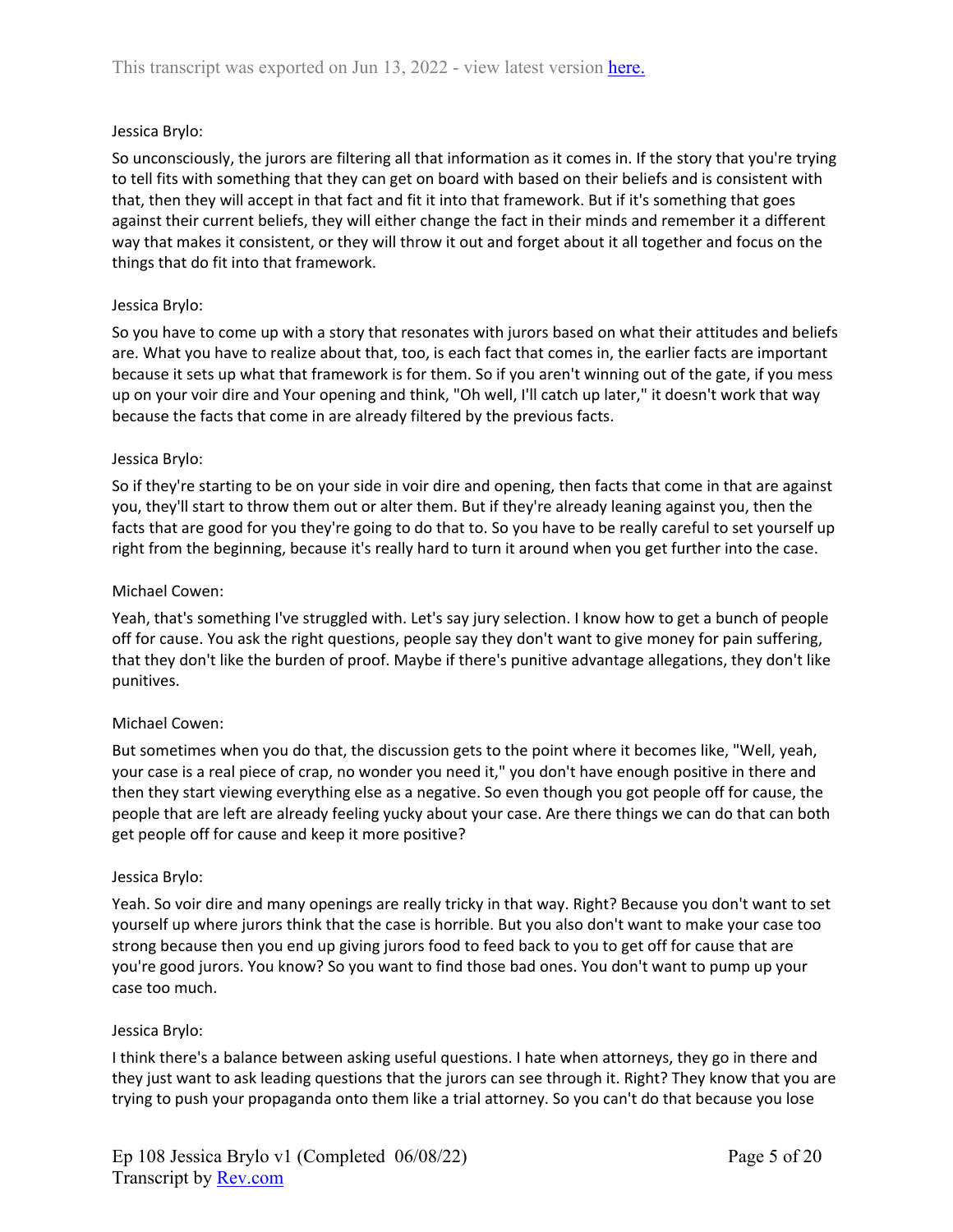Jessica Brylo:

So unconsciously, the jurors are filtering all that information as it comes in. If the story that you're trying to tell fits with something that they can get on board with based on their beliefs and is consistent with that, then they will accept in that fact and fit it into that framework. But if it's something that goes against their current beliefs, they will either change the fact in their minds and remember it a different way that makes it consistent, or they will throw it out and forget about it all together and focus on the things that do fit into that framework.

Jessica Brylo:

So you have to come up with a story that resonates with jurors based on what their attitudes and beliefs are. What you have to realize about that, too, is each fact that comes in, the earlier facts are important because it sets up what that framework is for them. So if you aren't winning out of the gate, if you mess up on your voir dire and Your opening and think, "Oh well, I'll catch up later," it doesn't work that way because the facts that come in are already filtered by the previous facts.

Jessica Brylo:

So if they're starting to be on your side in voir dire and opening, then facts that come in that are against you, they'll start to throw them out or alter them. But if they're already leaning against you, then the facts that are good for you they're going to do that to. So you have to be really careful to set yourself up right from the beginning, because it's really hard to turn it around when you get further into the case.

Michael Cowen:

Yeah, that's something I've struggled with. Let's say jury selection. I know how to get a bunch of people off for cause. You ask the right questions, people say they don't want to give money for pain suffering, that they don't like the burden of proof. Maybe if there's punitive advantage allegations, they don't like punitives.

Michael Cowen:

But sometimes when you do that, the discussion gets to the point where it becomes like, "Well, yeah, your case is a real piece of crap, no wonder you need it," you don't have enough positive in there and then they start viewing everything else as a negative. So even though you got people off for cause, the people that are left are already feeling yucky about your case. Are there things we can do that can both get people off for cause and keep it more positive?

Jessica Brylo:

Yeah. So voir dire and many openings are really tricky in that way. Right? Because you don't want to set yourself up where jurors think that the case is horrible. But you also don't want to make your case too strong because then you end up giving jurors food to feed back to you to get off for cause that are you're good jurors. You know? So you want to find those bad ones. You don't want to pump up your case too much.

Jessica Brylo:

I think there's a balance between asking useful questions. I hate when attorneys, they go in there and they just want to ask leading questions that the jurors can see through it. Right? They know that you are trying to push your propaganda onto them like a trial attorney. So you can't do that because you lose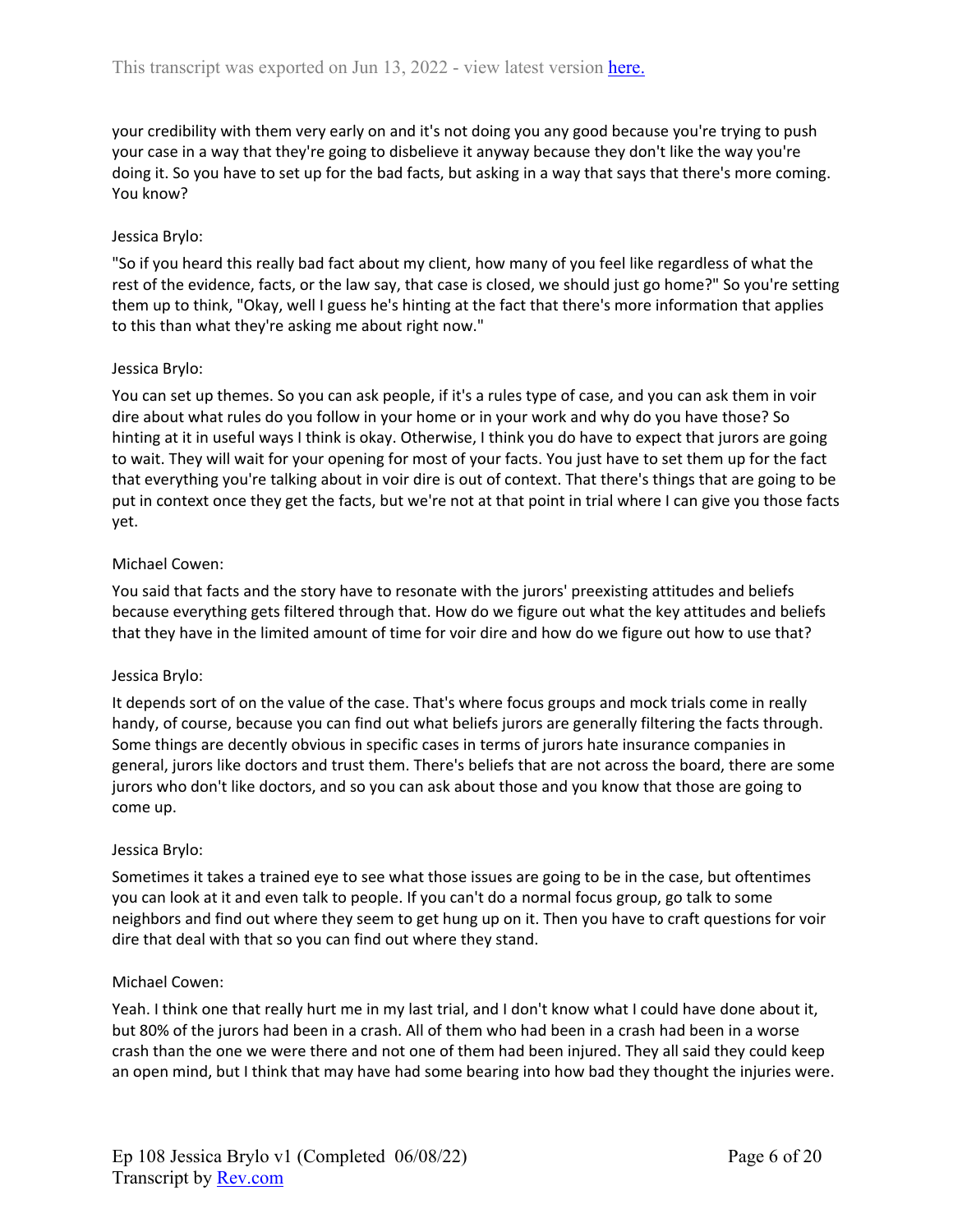your credibility with them very early on and it's not doing you any good because you're trying to push your case in a way that they're going to disbelieve it anyway because they don't like the way you're doing it. So you have to set up for the bad facts, but asking in a way that says that there's more coming. You know?

Jessica Brylo:

"So if you heard this really bad fact about my client, how many of you feel like regardless of what the rest of the evidence, facts, or the law say, that case is closed, we should just go home?" So you're setting them up to think, "Okay, well I guess he's hinting at the fact that there's more information that applies to this than what they're asking me about right now."

Jessica Brylo:

You can set up themes. So you can ask people, if it's a rules type of case, and you can ask them in voir dire about what rules do you follow in your home or in your work and why do you have those? So hinting at it in useful ways I think is okay. Otherwise, I think you do have to expect that jurors are going to wait. They will wait for your opening for most of your facts. You just have to set them up for the fact that everything you're talking about in voir dire is out of context. That there's things that are going to be put in context once they get the facts, but we're not at that point in trial where I can give you those facts yet.

Michael Cowen:

You said that facts and the story have to resonate with the jurors' preexisting attitudes and beliefs because everything gets filtered through that. How do we figure out what the key attitudes and beliefs that they have in the limited amount of time for voir dire and how do we figure out how to use that?

Jessica Brylo:

It depends sort of on the value of the case. That's where focus groups and mock trials come in really handy, of course, because you can find out what beliefs jurors are generally filtering the facts through. Some things are decently obvious in specific cases in terms of jurors hate insurance companies in general, jurors like doctors and trust them. There's beliefs that are not across the board, there are some jurors who don't like doctors, and so you can ask about those and you know that those are going to come up.

Jessica Brylo:

Sometimes it takes a trained eye to see what those issues are going to be in the case, but oftentimes you can look at it and even talk to people. If you can't do a normal focus group, go talk to some neighbors and find out where they seem to get hung up on it. Then you have to craft questions for voir dire that deal with that so you can find out where they stand.

Michael Cowen:

Yeah. I think one that really hurt me in my last trial, and I don't know what I could have done about it, but 80% of the jurors had been in a crash. All of them who had been in a crash had been in a worse crash than the one we were there and not one of them had been injured. They all said they could keep an open mind, but I think that may have had some bearing into how bad they thought the injuries were.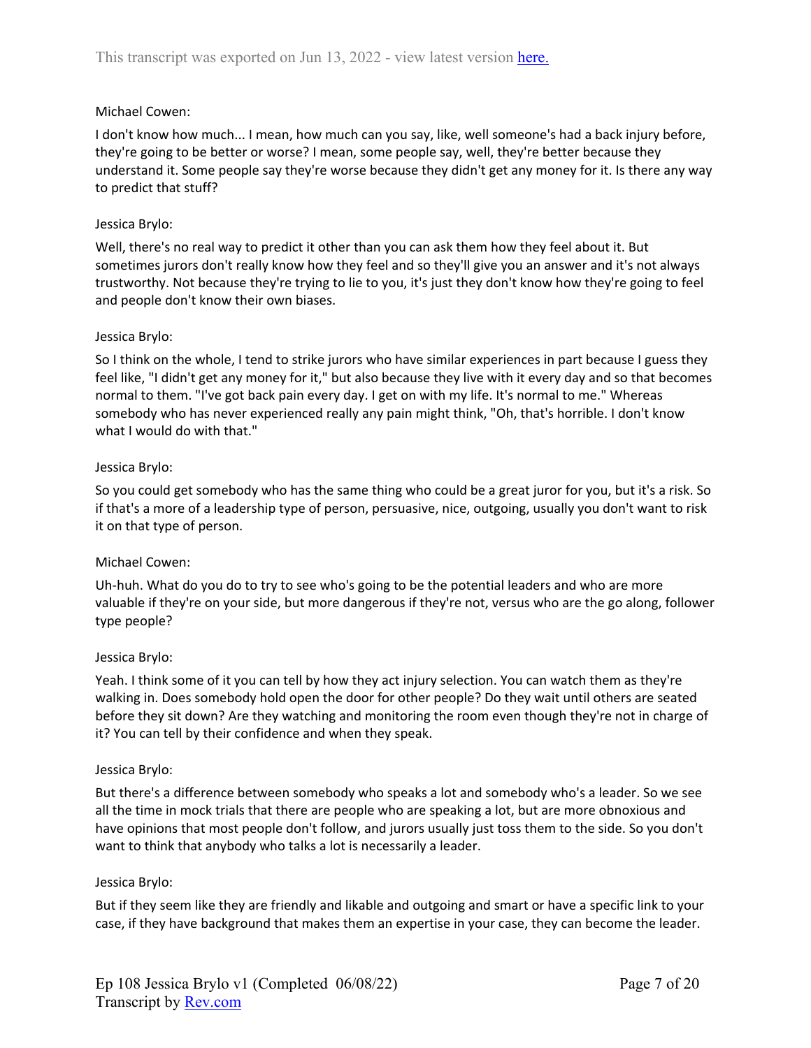Michael Cowen:

I don't know how much... I mean, how much can you say, like, well someone's had a back injury before, they're going to be better or worse? I mean, some people say, well, they're better because they understand it. Some people say they're worse because they didn't get any money for it. Is there any way to predict that stuff?

Jessica Brylo:

Well, there's no real way to predict it other than you can ask them how they feel about it. But sometimes jurors don't really know how they feel and so they'll give you an answer and it's not always trustworthy. Not because they're trying to lie to you, it's just they don't know how they're going to feel and people don't know their own biases.

Jessica Brylo:

So I think on the whole, I tend to strike jurors who have similar experiences in part because I guess they feel like, "I didn't get any money for it," but also because they live with it every day and so that becomes normal to them. "I've got back pain every day. I get on with my life. It's normal to me." Whereas somebody who has never experienced really any pain might think, "Oh, that's horrible. I don't know what I would do with that."

Jessica Brylo:

So you could get somebody who has the same thing who could be a great juror for you, but it's a risk. So if that's a more of a leadership type of person, persuasive, nice, outgoing, usually you don't want to risk it on that type of person.

Michael Cowen:

Uh-huh. What do you do to try to see who's going to be the potential leaders and who are more valuable if they're on your side, but more dangerous if they're not, versus who are the go along, follower type people?

Jessica Brylo:

Yeah. I think some of it you can tell by how they act injury selection. You can watch them as they're walking in. Does somebody hold open the door for other people? Do they wait until others are seated before they sit down? Are they watching and monitoring the room even though they're not in charge of it? You can tell by their confidence and when they speak.

Jessica Brylo:

But there's a difference between somebody who speaks a lot and somebody who's a leader. So we see all the time in mock trials that there are people who are speaking a lot, but are more obnoxious and have opinions that most people don't follow, and jurors usually just toss them to the side. So you don't want to think that anybody who talks a lot is necessarily a leader.

Jessica Brylo:

But if they seem like they are friendly and likable and outgoing and smart or have a specific link to your case, if they have background that makes them an expertise in your case, they can become the leader.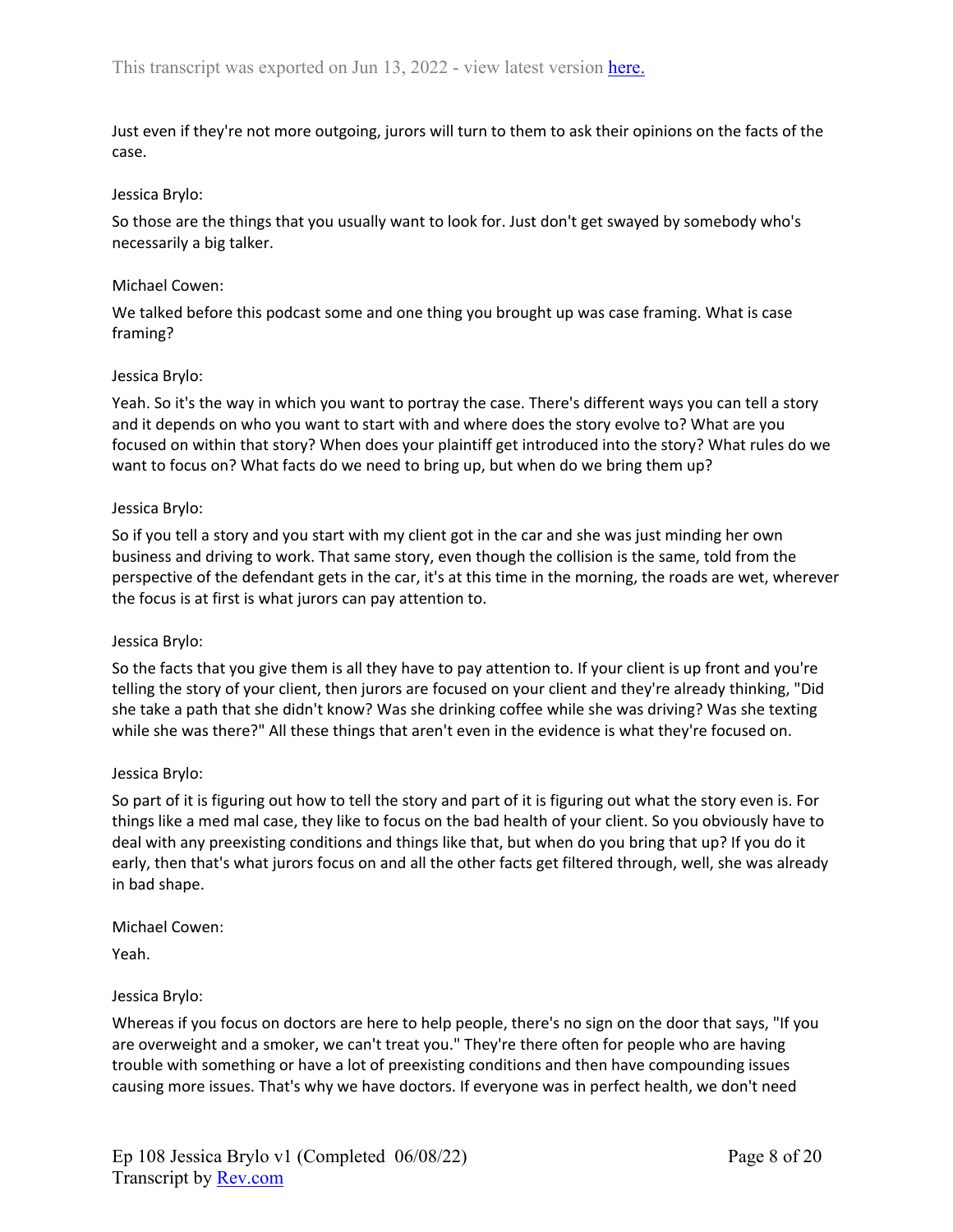Just even if they're not more outgoing, jurors will turn to them to ask their opinions on the facts of the case.

Jessica Brylo:

So those are the things that you usually want to look for. Just don't get swayed by somebody who's necessarily a big talker.

Michael Cowen:

We talked before this podcast some and one thing you brought up was case framing. What is case framing?

Jessica Brylo:

Yeah. So it's the way in which you want to portray the case. There's different ways you can tell a story and it depends on who you want to start with and where does the story evolve to? What are you focused on within that story? When does your plaintiff get introduced into the story? What rules do we want to focus on? What facts do we need to bring up, but when do we bring them up?

Jessica Brylo:

So if you tell a story and you start with my client got in the car and she was just minding her own business and driving to work. That same story, even though the collision is the same, told from the perspective of the defendant gets in the car, it's at this time in the morning, the roads are wet, wherever the focus is at first is what jurors can pay attention to.

Jessica Brylo:

So the facts that you give them is all they have to pay attention to. If your client is up front and you're telling the story of your client, then jurors are focused on your client and they're already thinking, "Did she take a path that she didn't know? Was she drinking coffee while she was driving? Was she texting while she was there?" All these things that aren't even in the evidence is what they're focused on.

Jessica Brylo:

So part of it is figuring out how to tell the story and part of it is figuring out what the story even is. For things like a med mal case, they like to focus on the bad health of your client. So you obviously have to deal with any preexisting conditions and things like that, but when do you bring that up? If you do it early, then that's what jurors focus on and all the other facts get filtered through, well, she was already in bad shape.

Michael Cowen:

Yeah.

Jessica Brylo:

Whereas if you focus on doctors are here to help people, there's no sign on the door that says, "If you are overweight and a smoker, we can't treat you." They're there often for people who are having trouble with something or have a lot of preexisting conditions and then have compounding issues causing more issues. That's why we have doctors. If everyone was in perfect health, we don't need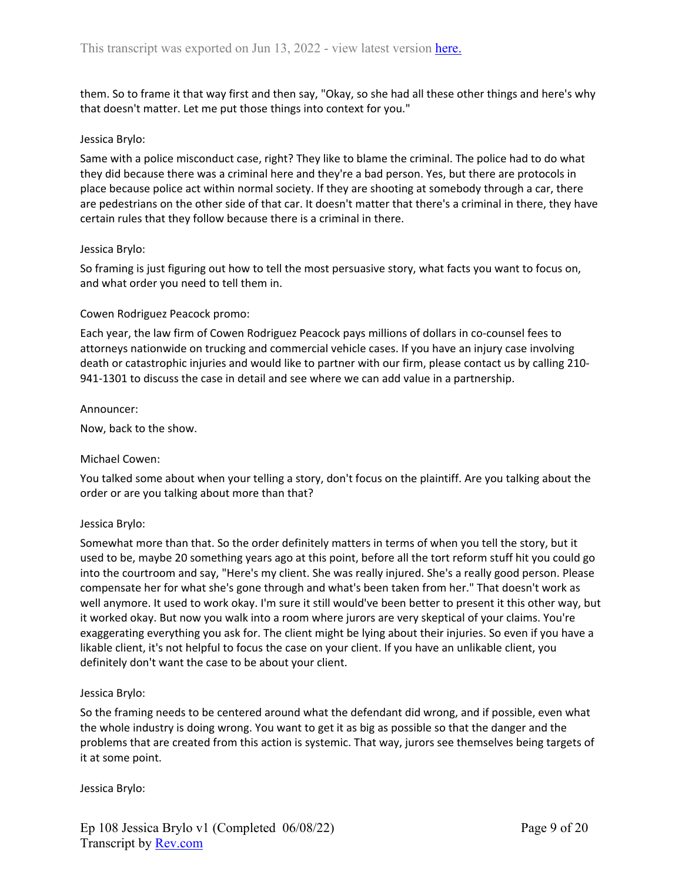them. So to frame it that way first and then say, "Okay, so she had all these other things and here's why that doesn't matter. Let me put those things into context for you."

Jessica Brylo:

Same with a police misconduct case, right? They like to blame the criminal. The police had to do what they did because there was a criminal here and they're a bad person. Yes, but there are protocols in place because police act within normal society. If they are shooting at somebody through a car, there are pedestrians on the other side of that car. It doesn't matter that there's a criminal in there, they have certain rules that they follow because there is a criminal in there.

Jessica Brylo:

So framing is just figuring out how to tell the most persuasive story, what facts you want to focus on, and what order you need to tell them in.

Cowen Rodriguez Peacock promo:

Each year, the law firm of Cowen Rodriguez Peacock pays millions of dollars in co-counsel fees to attorneys nationwide on trucking and commercial vehicle cases. If you have an injury case involving death or catastrophic injuries and would like to partner with our firm, please contact us by calling 210-941-1301 to discuss the case in detail and see where we can add value in a partnership.

Announcer:

Now, back to the show.

Michael Cowen:

You talked some about when your telling a story, don't focus on the plaintiff. Are you talking about the order or are you talking about more than that?

Jessica Brylo:

Somewhat more than that. So the order definitely matters in terms of when you tell the story, but it used to be, maybe 20 something years ago at this point, before all the tort reform stuff hit you could go into the courtroom and say, "Here's my client. She was really injured. She's a really good person. Please compensate her for what she's gone through and what's been taken from her." That doesn't work as well anymore. It used to work okay. I'm sure it still would've been better to present it this other way, but it worked okay. But now you walk into a room where jurors are very skeptical of your claims. You're exaggerating everything you ask for. The client might be lying about their injuries. So even if you have a likable client, it's not helpful to focus the case on your client. If you have an unlikable client, you definitely don't want the case to be about your client.

Jessica Brylo:

So the framing needs to be centered around what the defendant did wrong, and if possible, even what the whole industry is doing wrong. You want to get it as big as possible so that the danger and the problems that are created from this action is systemic. That way, jurors see themselves being targets of it at some point.

Jessica Brylo: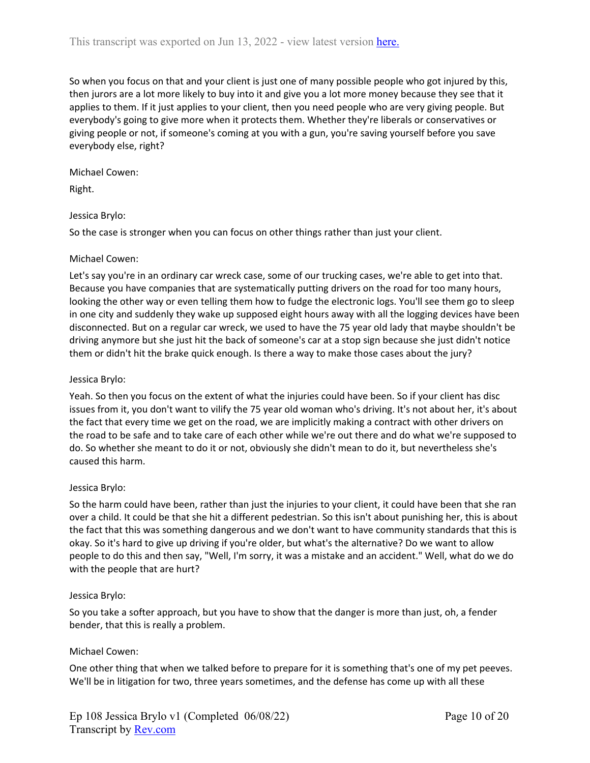So when you focus on that and your client is just one of many possible people who got injured by this, then jurors are a lot more likely to buy into it and give you a lot more money because they see that it applies to them. If it just applies to your client, then you need people who are very giving people. But everybody's going to give more when it protects them. Whether they're liberals or conservatives or giving people or not, if someone's coming at you with a gun, you're saving yourself before you save everybody else, right?

Michael Cowen:

Right.

Jessica Brylo:

So the case is stronger when you can focus on other things rather than just your client.

Michael Cowen:

Let's say you're in an ordinary car wreck case, some of our trucking cases, we're able to get into that. Because you have companies that are systematically putting drivers on the road for too many hours, looking the other way or even telling them how to fudge the electronic logs. You'll see them go to sleep in one city and suddenly they wake up supposed eight hours away with all the logging devices have been disconnected. But on a regular car wreck, we used to have the 75 year old lady that maybe shouldn't be driving anymore but she just hit the back of someone's car at a stop sign because she just didn't notice them or didn't hit the brake quick enough. Is there a way to make those cases about the jury?

Jessica Brylo:

Yeah. So then you focus on the extent of what the injuries could have been. So if your client has disc issues from it, you don't want to vilify the 75 year old woman who's driving. It's not about her, it's about the fact that every time we get on the road, we are implicitly making a contract with other drivers on the road to be safe and to take care of each other while we're out there and do what we're supposed to do. So whether she meant to do it or not, obviously she didn't mean to do it, but nevertheless she's caused this harm.

Jessica Brylo:

So the harm could have been, rather than just the injuries to your client, it could have been that she ran over a child. It could be that she hit a different pedestrian. So this isn't about punishing her, this is about the fact that this was something dangerous and we don't want to have community standards that this is okay. So it's hard to give up driving if you're older, but what's the alternative? Do we want to allow people to do this and then say, "Well, I'm sorry, it was a mistake and an accident." Well, what do we do with the people that are hurt?

Jessica Brylo:

So you take a softer approach, but you have to show that the danger is more than just, oh, a fender bender, that this is really a problem.

Michael Cowen:

One other thing that when we talked before to prepare for it is something that's one of my pet peeves. We'll be in litigation for two, three years sometimes, and the defense has come up with all these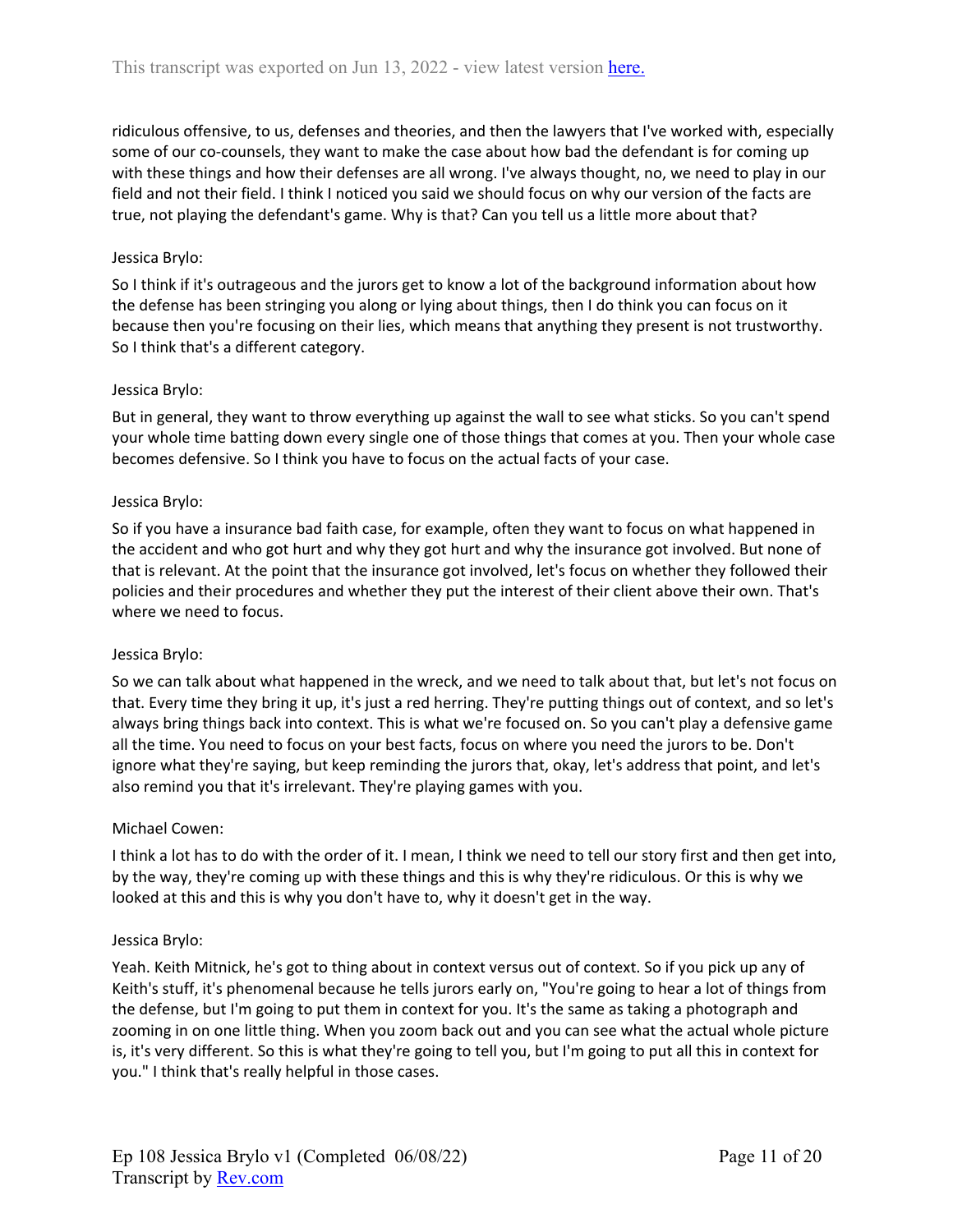ridiculous offensive, to us, defenses and theories, and then the lawyers that I've worked with, especially some of our co-counsels, they want to make the case about how bad the defendant is for coming up with these things and how their defenses are all wrong. I've always thought, no, we need to play in our field and not their field. I think I noticed you said we should focus on why our version of the facts are true, not playing the defendant's game. Why is that? Can you tell us a little more about that?

Jessica Brylo:

So I think if it's outrageous and the jurors get to know a lot of the background information about how the defense has been stringing you along or lying about things, then I do think you can focus on it because then you're focusing on their lies, which means that anything they present is not trustworthy. So I think that's a different category.

Jessica Brylo:

But in general, they want to throw everything up against the wall to see what sticks. So you can't spend your whole time batting down every single one of those things that comes at you. Then your whole case becomes defensive. So I think you have to focus on the actual facts of your case.

Jessica Brylo:

So if you have a insurance bad faith case, for example, often they want to focus on what happened in the accident and who got hurt and why they got hurt and why the insurance got involved. But none of that is relevant. At the point that the insurance got involved, let's focus on whether they followed their policies and their procedures and whether they put the interest of their client above their own. That's where we need to focus.

Jessica Brylo:

So we can talk about what happened in the wreck, and we need to talk about that, but let's not focus on that. Every time they bring it up, it's just a red herring. They're putting things out of context, and so let's always bring things back into context. This is what we're focused on. So you can't play a defensive game all the time. You need to focus on your best facts, focus on where you need the jurors to be. Don't ignore what they're saying, but keep reminding the jurors that, okay, let's address that point, and let's also remind you that it's irrelevant. They're playing games with you.

Michael Cowen:

I think a lot has to do with the order of it. I mean, I think we need to tell our story first and then get into, by the way, they're coming up with these things and this is why they're ridiculous. Or this is why we looked at this and this is why you don't have to, why it doesn't get in the way.

Jessica Brylo:

Yeah. Keith Mitnick, he's got to thing about in context versus out of context. So if you pick up any of Keith's stuff, it's phenomenal because he tells jurors early on, "You're going to hear a lot of things from the defense, but I'm going to put them in context for you. It's the same as taking a photograph and zooming in on one little thing. When you zoom back out and you can see what the actual whole picture is, it's very different. So this is what they're going to tell you, but I'm going to put all this in context for you." I think that's really helpful in those cases.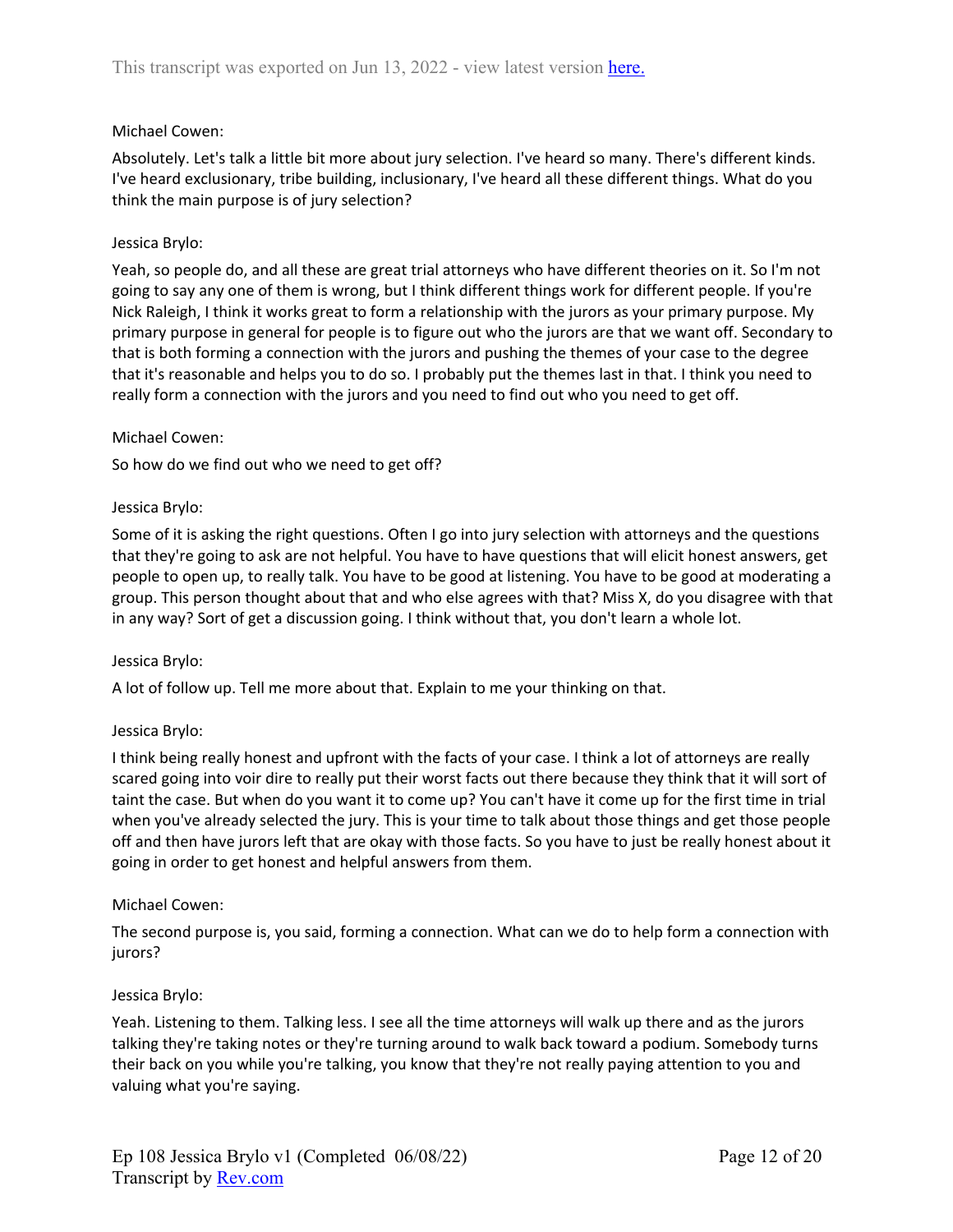Michael Cowen:

Absolutely. Let's talk a little bit more about jury selection. I've heard so many. There's different kinds. I've heard exclusionary, tribe building, inclusionary, I've heard all these different things. What do you think the main purpose is of jury selection?

Jessica Brylo:

Yeah, so people do, and all these are great trial attorneys who have different theories on it. So I'm not going to say any one of them is wrong, but I think different things work for different people. If you're Nick Raleigh, I think it works great to form a relationship with the jurors as your primary purpose. My primary purpose in general for people is to figure out who the jurors are that we want off. Secondary to that is both forming a connection with the jurors and pushing the themes of your case to the degree that it's reasonable and helps you to do so. I probably put the themes last in that. I think you need to really form a connection with the jurors and you need to find out who you need to get off.

Michael Cowen:

So how do we find out who we need to get off?

Jessica Brylo:

Some of it is asking the right questions. Often I go into jury selection with attorneys and the questions that they're going to ask are not helpful. You have to have questions that will elicit honest answers, get people to open up, to really talk. You have to be good at listening. You have to be good at moderating a group. This person thought about that and who else agrees with that? Miss X, do you disagree with that in any way? Sort of get a discussion going. I think without that, you don't learn a whole lot.

Jessica Brylo:

A lot of follow up. Tell me more about that. Explain to me your thinking on that.

Jessica Brylo:

I think being really honest and upfront with the facts of your case. I think a lot of attorneys are really scared going into voir dire to really put their worst facts out there because they think that it will sort of taint the case. But when do you want it to come up? You can't have it come up for the first time in trial when you've already selected the jury. This is your time to talk about those things and get those people off and then have jurors left that are okay with those facts. So you have to just be really honest about it going in order to get honest and helpful answers from them.

Michael Cowen:

The second purpose is, you said, forming a connection. What can we do to help form a connection with jurors?

Jessica Brylo:

Yeah. Listening to them. Talking less. I see all the time attorneys will walk up there and as the jurors talking they're taking notes or they're turning around to walk back toward a podium. Somebody turns their back on you while you're talking, you know that they're not really paying attention to you and valuing what you're saying.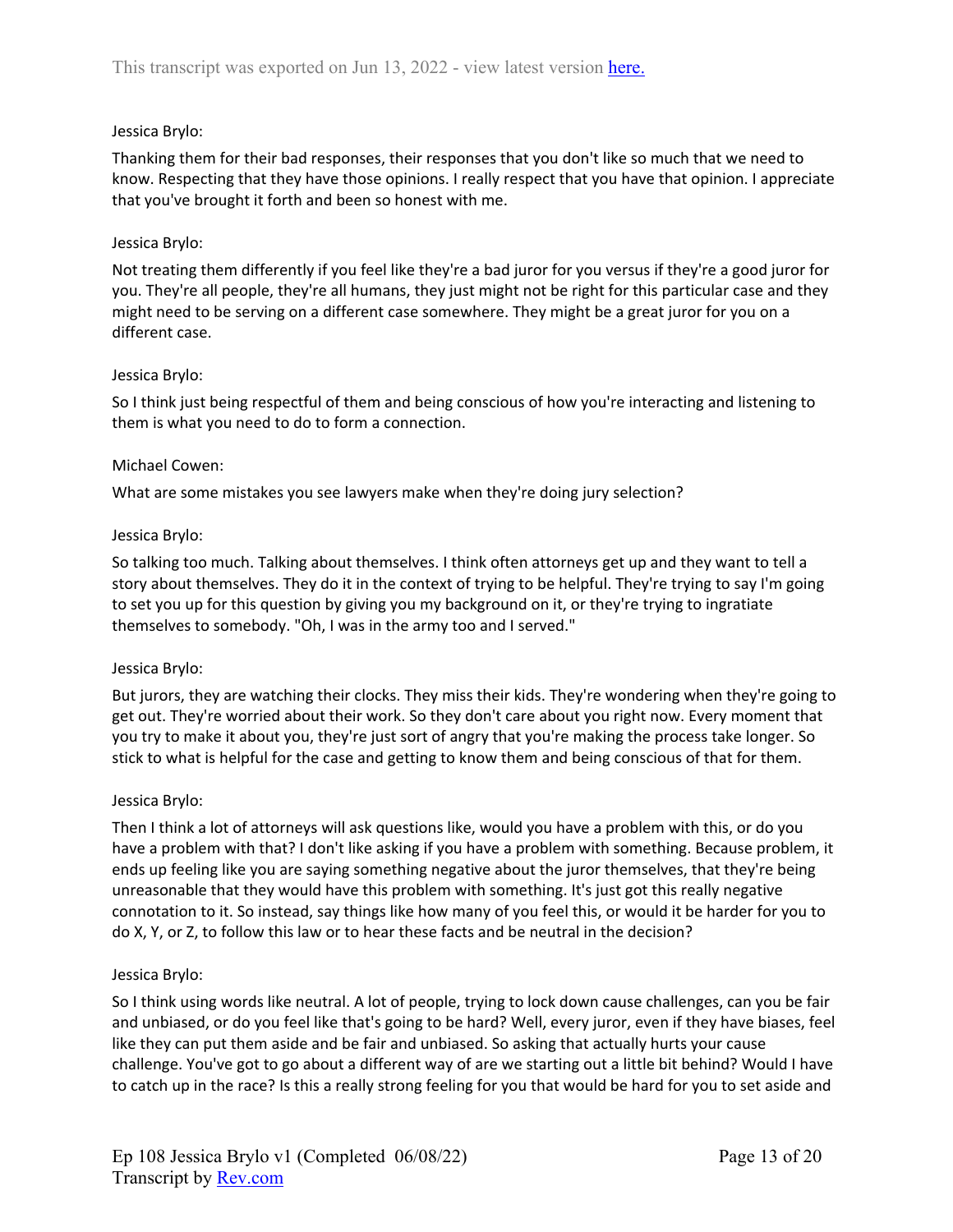Jessica Brylo:

Thanking them for their bad responses, their responses that you don't like so much that we need to know. Respecting that they have those opinions. I really respect that you have that opinion. I appreciate that you've brought it forth and been so honest with me.

Jessica Brylo:

Not treating them differently if you feel like they're a bad juror for you versus if they're a good juror for you. They're all people, they're all humans, they just might not be right for this particular case and they might need to be serving on a different case somewhere. They might be a great juror for you on a different case.

Jessica Brylo:

So I think just being respectful of them and being conscious of how you're interacting and listening to them is what you need to do to form a connection.

Michael Cowen:

What are some mistakes you see lawyers make when they're doing jury selection?

Jessica Brylo:

So talking too much. Talking about themselves. I think often attorneys get up and they want to tell a story about themselves. They do it in the context of trying to be helpful. They're trying to say I'm going to set you up for this question by giving you my background on it, or they're trying to ingratiate themselves to somebody. "Oh, I was in the army too and I served."

Jessica Brylo:

But jurors, they are watching their clocks. They miss their kids. They're wondering when they're going to get out. They're worried about their work. So they don't care about you right now. Every moment that you try to make it about you, they're just sort of angry that you're making the process take longer. So stick to what is helpful for the case and getting to know them and being conscious of that for them.

Jessica Brylo:

Then I think a lot of attorneys will ask questions like, would you have a problem with this, or do you have a problem with that? I don't like asking if you have a problem with something. Because problem, it ends up feeling like you are saying something negative about the juror themselves, that they're being unreasonable that they would have this problem with something. It's just got this really negative connotation to it. So instead, say things like how many of you feel this, or would it be harder for you to do X, Y, or Z, to follow this law or to hear these facts and be neutral in the decision?

Jessica Brylo:

So I think using words like neutral. A lot of people, trying to lock down cause challenges, can you be fair and unbiased, or do you feel like that's going to be hard? Well, every juror, even if they have biases, feel like they can put them aside and be fair and unbiased. So asking that actually hurts your cause challenge. You've got to go about a different way of are we starting out a little bit behind? Would I have to catch up in the race? Is this a really strong feeling for you that would be hard for you to set aside and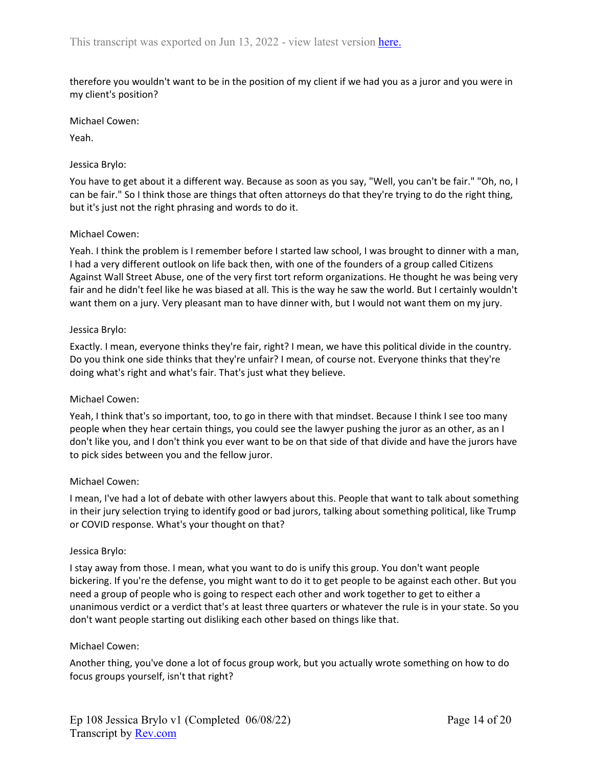therefore you wouldn't want to be in the position of my client if we had you as a juror and you were in my client's position?

Michael Cowen:

Yeah.

Jessica Brylo:

You have to get about it a different way. Because as soon as you say, "Well, you can't be fair." "Oh, no, I can be fair." So I think those are things that often attorneys do that they're trying to do the right thing, but it's just not the right phrasing and words to do it.

Michael Cowen:

Yeah. I think the problem is I remember before I started law school, I was brought to dinner with a man, I had a very different outlook on life back then, with one of the founders of a group called Citizens Against Wall Street Abuse, one of the very first tort reform organizations. He thought he was being very fair and he didn't feel like he was biased at all. This is the way he saw the world. But I certainly wouldn't want them on a jury. Very pleasant man to have dinner with, but I would not want them on my jury.

Jessica Brylo:

Exactly. I mean, everyone thinks they're fair, right? I mean, we have this political divide in the country. Do you think one side thinks that they're unfair? I mean, of course not. Everyone thinks that they're doing what's right and what's fair. That's just what they believe.

Michael Cowen:

Yeah, I think that's so important, too, to go in there with that mindset. Because I think I see too many people when they hear certain things, you could see the lawyer pushing the juror as an other, as an I don't like you, and I don't think you ever want to be on that side of that divide and have the jurors have to pick sides between you and the fellow juror.

Michael Cowen:

I mean, I've had a lot of debate with other lawyers about this. People that want to talk about something in their jury selection trying to identify good or bad jurors, talking about something political, like Trump or COVID response. What's your thought on that?

Jessica Brylo:

I stay away from those. I mean, what you want to do is unify this group. You don't want people bickering. If you're the defense, you might want to do it to get people to be against each other. But you need a group of people who is going to respect each other and work together to get to either a unanimous verdict or a verdict that's at least three quarters or whatever the rule is in your state. So you don't want people starting out disliking each other based on things like that.

Michael Cowen:

Another thing, you've done a lot of focus group work, but you actually wrote something on how to do focus groups yourself, isn't that right?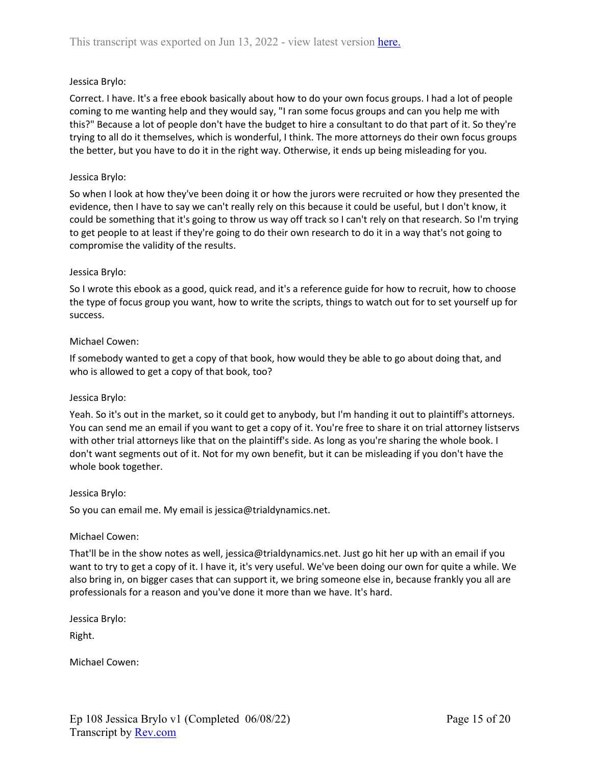Jessica Brylo:

Correct. I have. It's a free ebook basically about how to do your own focus groups. I had a lot of people coming to me wanting help and they would say, "I ran some focus groups and can you help me with this?" Because a lot of people don't have the budget to hire a consultant to do that part of it. So they're trying to all do it themselves, which is wonderful, I think. The more attorneys do their own focus groups the better, but you have to do it in the right way. Otherwise, it ends up being misleading for you.

Jessica Brylo:

So when I look at how they've been doing it or how the jurors were recruited or how they presented the evidence, then I have to say we can't really rely on this because it could be useful, but I don't know, it could be something that it's going to throw us way off track so I can't rely on that research. So I'm trying to get people to at least if they're going to do their own research to do it in a way that's not going to compromise the validity of the results.

Jessica Brylo:

So I wrote this ebook as a good, quick read, and it's a reference guide for how to recruit, how to choose the type of focus group you want, how to write the scripts, things to watch out for to set yourself up for success.

Michael Cowen:

If somebody wanted to get a copy of that book, how would they be able to go about doing that, and who is allowed to get a copy of that book, too?

Jessica Brylo:

Yeah. So it's out in the market, so it could get to anybody, but I'm handing it out to plaintiff's attorneys. You can send me an email if you want to get a copy of it. You're free to share it on trial attorney listservs with other trial attorneys like that on the plaintiff's side. As long as you're sharing the whole book. I don't want segments out of it. Not for my own benefit, but it can be misleading if you don't have the whole book together.

Jessica Brylo:

So you can email me. My email is jessica@trialdynamics.net.

Michael Cowen:

That'll be in the show notes as well, jessica@trialdynamics.net. Just go hit her up with an email if you want to try to get a copy of it. I have it, it's very useful. We've been doing our own for quite a while. We also bring in, on bigger cases that can support it, we bring someone else in, because frankly you all are professionals for a reason and you've done it more than we have. It's hard.

Jessica Brylo:

Right.

Michael Cowen: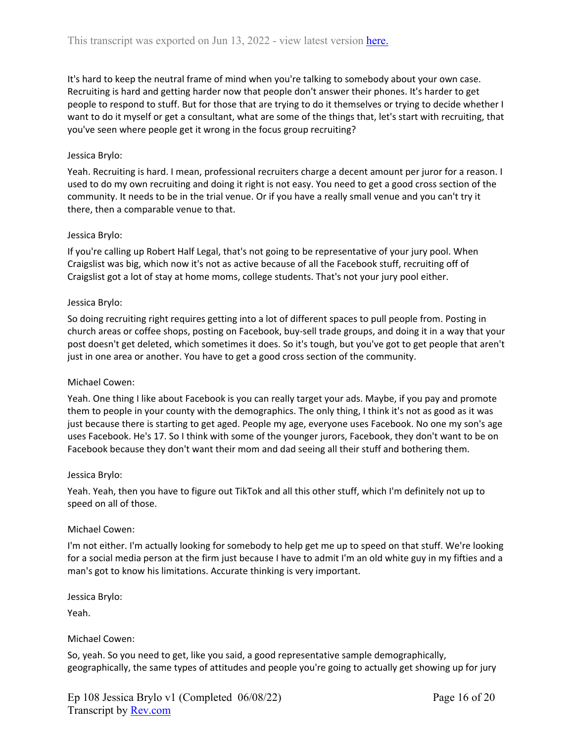It's hard to keep the neutral frame of mind when you're talking to somebody about your own case. Recruiting is hard and getting harder now that people don't answer their phones. It's harder to get people to respond to stuff. But for those that are trying to do it themselves or trying to decide whether I want to do it myself or get a consultant, what are some of the things that, let's start with recruiting, that you've seen where people get it wrong in the focus group recruiting?

Jessica Brylo:

Yeah. Recruiting is hard. I mean, professional recruiters charge a decent amount per juror for a reason. I used to do my own recruiting and doing it right is not easy. You need to get a good cross section of the community. It needs to be in the trial venue. Or if you have a really small venue and you can't try it there, then a comparable venue to that.

Jessica Brylo:

If you're calling up Robert Half Legal, that's not going to be representative of your jury pool. When Craigslist was big, which now it's not as active because of all the Facebook stuff, recruiting off of Craigslist got a lot of stay at home moms, college students. That's not your jury pool either.

Jessica Brylo:

So doing recruiting right requires getting into a lot of different spaces to pull people from. Posting in church areas or coffee shops, posting on Facebook, buy-sell trade groups, and doing it in a way that your post doesn't get deleted, which sometimes it does. So it's tough, but you've got to get people that aren't just in one area or another. You have to get a good cross section of the community.

Michael Cowen:

Yeah. One thing I like about Facebook is you can really target your ads. Maybe, if you pay and promote them to people in your county with the demographics. The only thing, I think it's not as good as it was just because there is starting to get aged. People my age, everyone uses Facebook. No one my son's age uses Facebook. He's 17. So I think with some of the younger jurors, Facebook, they don't want to be on Facebook because they don't want their mom and dad seeing all their stuff and bothering them.

Jessica Brylo:

Yeah. Yeah, then you have to figure out TikTok and all this other stuff, which I'm definitely not up to speed on all of those.

Michael Cowen:

I'm not either. I'm actually looking for somebody to help get me up to speed on that stuff. We're looking for a social media person at the firm just because I have to admit I'm an old white guy in my fifties and a man's got to know his limitations. Accurate thinking is very important.

Jessica Brylo:

Yeah.

Michael Cowen:

So, yeah. So you need to get, like you said, a good representative sample demographically, geographically, the same types of attitudes and people you're going to actually get showing up for jury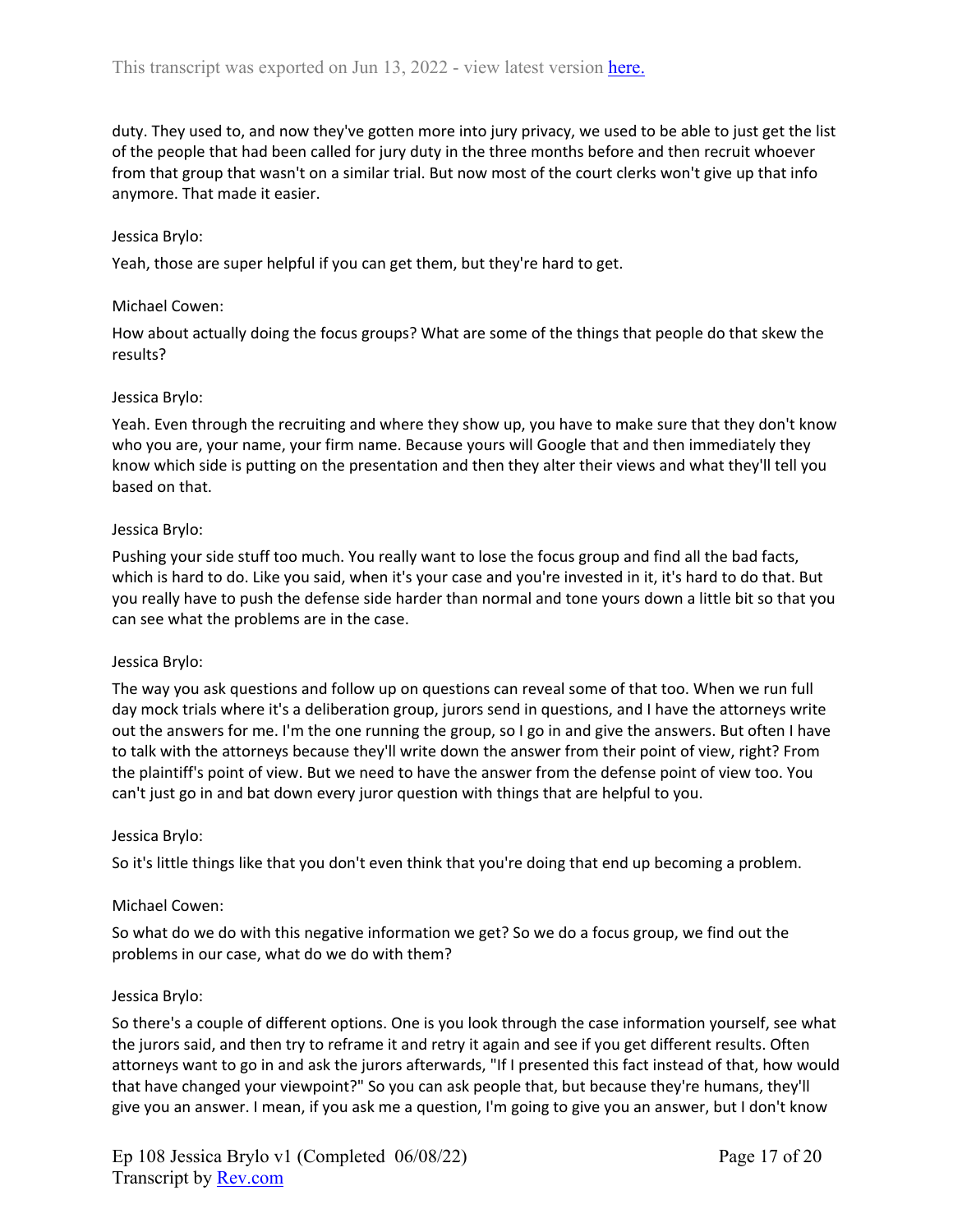duty. They used to, and now they've gotten more into jury privacy, we used to be able to just get the list of the people that had been called for jury duty in the three months before and then recruit whoever from that group that wasn't on a similar trial. But now most of the court clerks won't give up that info anymore. That made it easier.

Jessica Brylo:

Yeah, those are super helpful if you can get them, but they're hard to get.

Michael Cowen:

How about actually doing the focus groups? What are some of the things that people do that skew the results?

Jessica Brylo:

Yeah. Even through the recruiting and where they show up, you have to make sure that they don't know who you are, your name, your firm name. Because yours will Google that and then immediately they know which side is putting on the presentation and then they alter their views and what they'll tell you based on that.

Jessica Brylo:

Pushing your side stuff too much. You really want to lose the focus group and find all the bad facts, which is hard to do. Like you said, when it's your case and you're invested in it, it's hard to do that. But you really have to push the defense side harder than normal and tone yours down a little bit so that you can see what the problems are in the case.

Jessica Brylo:

The way you ask questions and follow up on questions can reveal some of that too. When we run full day mock trials where it's a deliberation group, jurors send in questions, and I have the attorneys write out the answers for me. I'm the one running the group, so I go in and give the answers. But often I have to talk with the attorneys because they'll write down the answer from their point of view, right? From the plaintiff's point of view. But we need to have the answer from the defense point of view too. You can't just go in and bat down every juror question with things that are helpful to you.

Jessica Brylo:

So it's little things like that you don't even think that you're doing that end up becoming a problem.

Michael Cowen:

So what do we do with this negative information we get? So we do a focus group, we find out the problems in our case, what do we do with them?

Jessica Brylo:

So there's a couple of different options. One is you look through the case information yourself, see what the jurors said, and then try to reframe it and retry it again and see if you get different results. Often attorneys want to go in and ask the jurors afterwards, "If I presented this fact instead of that, how would that have changed your viewpoint?" So you can ask people that, but because they're humans, they'll give you an answer. I mean, if you ask me a question, I'm going to give you an answer, but I don't know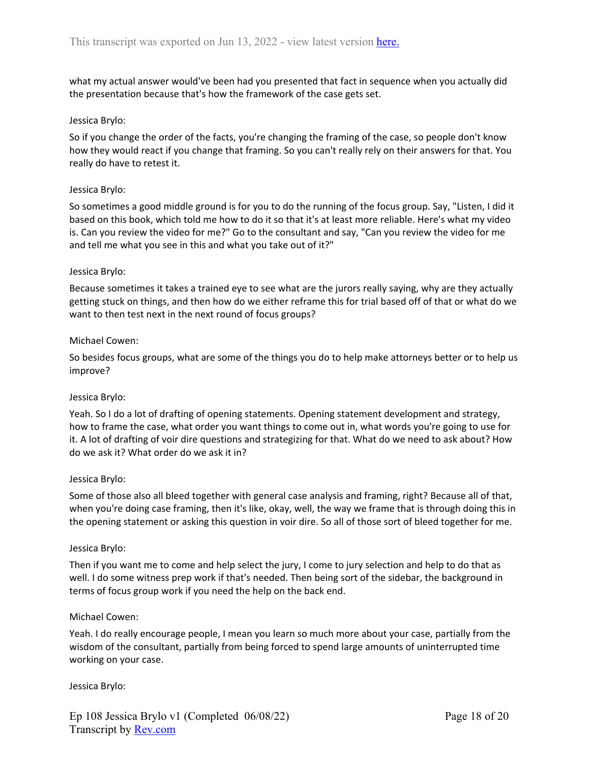what my actual answer would've been had you presented that fact in sequence when you actually did the presentation because that's how the framework of the case gets set.

Jessica Brylo:

So if you change the order of the facts, you're changing the framing of the case, so people don't know how they would react if you change that framing. So you can't really rely on their answers for that. You really do have to retest it.

Jessica Brylo:

So sometimes a good middle ground is for you to do the running of the focus group. Say, "Listen, I did it based on this book, which told me how to do it so that it's at least more reliable. Here's what my video is. Can you review the video for me?" Go to the consultant and say, "Can you review the video for me and tell me what you see in this and what you take out of it?"

Jessica Brylo:

Because sometimes it takes a trained eye to see what are the jurors really saying, why are they actually getting stuck on things, and then how do we either reframe this for trial based off of that or what do we want to then test next in the next round of focus groups?

Michael Cowen:

So besides focus groups, what are some of the things you do to help make attorneys better or to help us improve?

Jessica Brylo:

Yeah. So I do a lot of drafting of opening statements. Opening statement development and strategy, how to frame the case, what order you want things to come out in, what words you're going to use for it. A lot of drafting of voir dire questions and strategizing for that. What do we need to ask about? How do we ask it? What order do we ask it in?

Jessica Brylo:

Some of those also all bleed together with general case analysis and framing, right? Because all of that, when you're doing case framing, then it's like, okay, well, the way we frame that is through doing this in the opening statement or asking this question in voir dire. So all of those sort of bleed together for me.

Jessica Brylo:

Then if you want me to come and help select the jury, I come to jury selection and help to do that as well. I do some witness prep work if that's needed. Then being sort of the sidebar, the background in terms of focus group work if you need the help on the back end.

Michael Cowen:

Yeah. I do really encourage people, I mean you learn so much more about your case, partially from the wisdom of the consultant, partially from being forced to spend large amounts of uninterrupted time working on your case.

Jessica Brylo: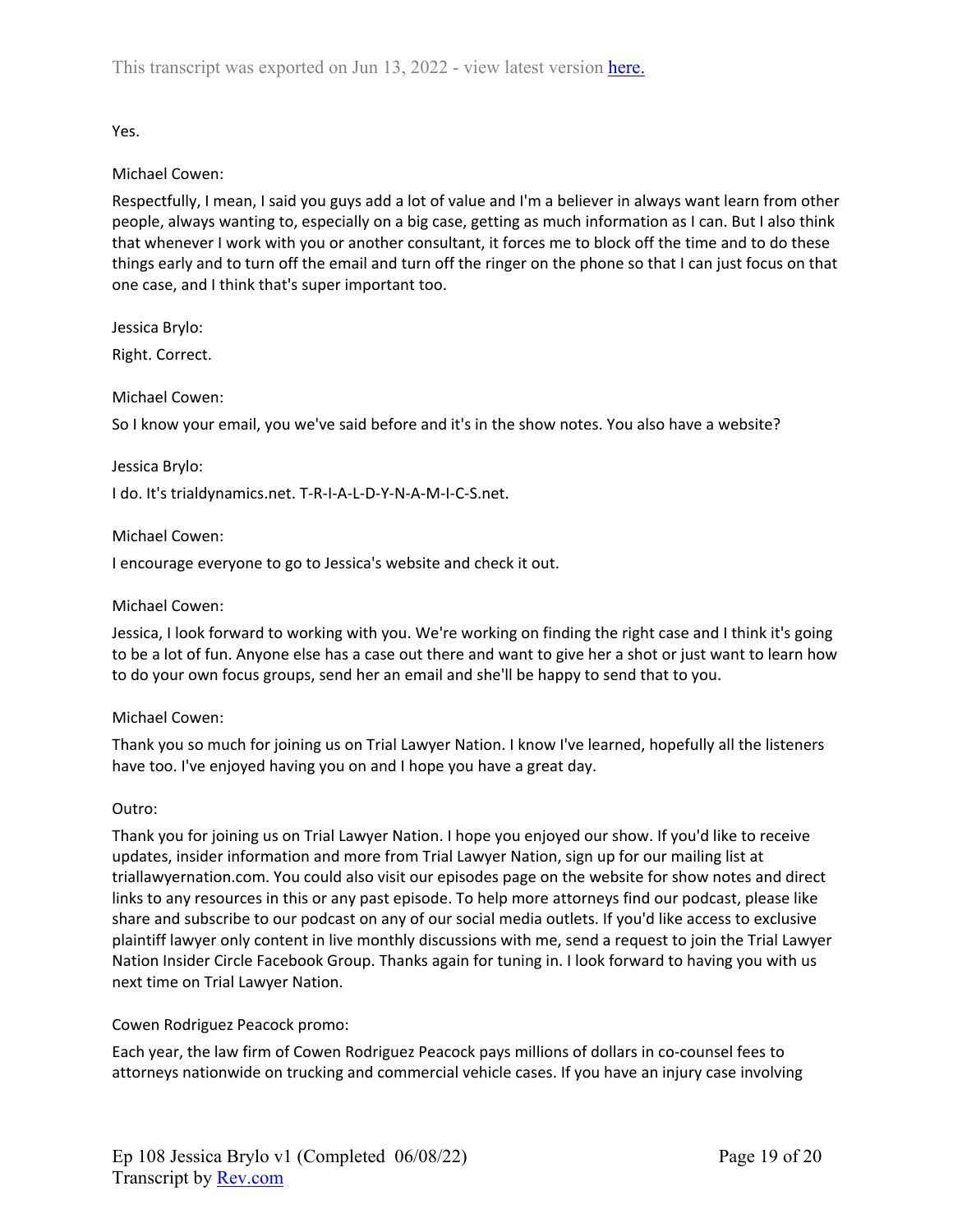Yes.

Michael Cowen:

Respectfully, I mean, I said you guys add a lot of value and I'm a believer in always want learn from other people, always wanting to, especially on a big case, getting as much information as I can. But I also think that whenever I work with you or another consultant, it forces me to block off the time and to do these things early and to turn off the email and turn off the ringer on the phone so that I can just focus on that one case, and I think that's super important too.

Jessica Brylo:

Right. Correct.

Michael Cowen:

So I know your email, you we've said before and it's in the show notes. You also have a website?

Jessica Brylo:

I do. It's trialdynamics.net. T-R-I-A-L-D-Y-N-A-M-I-C-S.net.

Michael Cowen:

I encourage everyone to go to Jessica's website and check it out.

Michael Cowen:

Jessica, I look forward to working with you. We're working on finding the right case and I think it's going to be a lot of fun. Anyone else has a case out there and want to give her a shot or just want to learn how to do your own focus groups, send her an email and she'll be happy to send that to you.

Michael Cowen:

Thank you so much for joining us on Trial Lawyer Nation. I know I've learned, hopefully all the listeners have too. I've enjoyed having you on and I hope you have a great day.

Outro:

Thank you for joining us on Trial Lawyer Nation. I hope you enjoyed our show. If you'd like to receive updates, insider information and more from Trial Lawyer Nation, sign up for our mailing list at triallawyernation.com. You could also visit our episodes page on the website for show notes and direct links to any resources in this or any past episode. To help more attorneys find our podcast, please like share and subscribe to our podcast on any of our social media outlets. If you'd like access to exclusive plaintiff lawyer only content in live monthly discussions with me, send a request to join the Trial Lawyer Nation Insider Circle Facebook Group. Thanks again for tuning in. I look forward to having you with us next time on Trial Lawyer Nation.

Cowen Rodriguez Peacock promo:

Each year, the law firm of Cowen Rodriguez Peacock pays millions of dollars in co-counsel fees to attorneys nationwide on trucking and commercial vehicle cases. If you have an injury case involving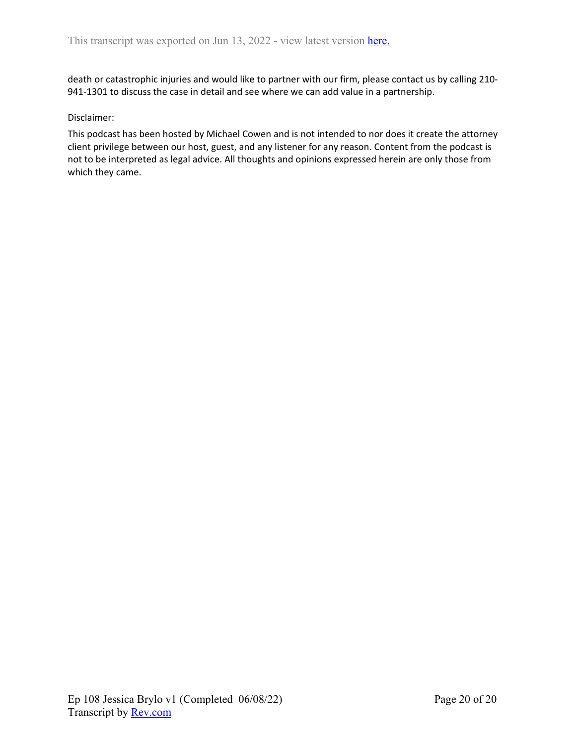death or catastrophic injuries and would like to partner with our firm, please contact us by calling 210-941-1301 to discuss the case in detail and see where we can add value in a partnership.

Disclaimer:

This podcast has been hosted by Michael Cowen and is not intended to nor does it create the attorney client privilege between our host, guest, and any listener for any reason. Content from the podcast is not to be interpreted as legal advice. All thoughts and opinions expressed herein are only those from which they came.